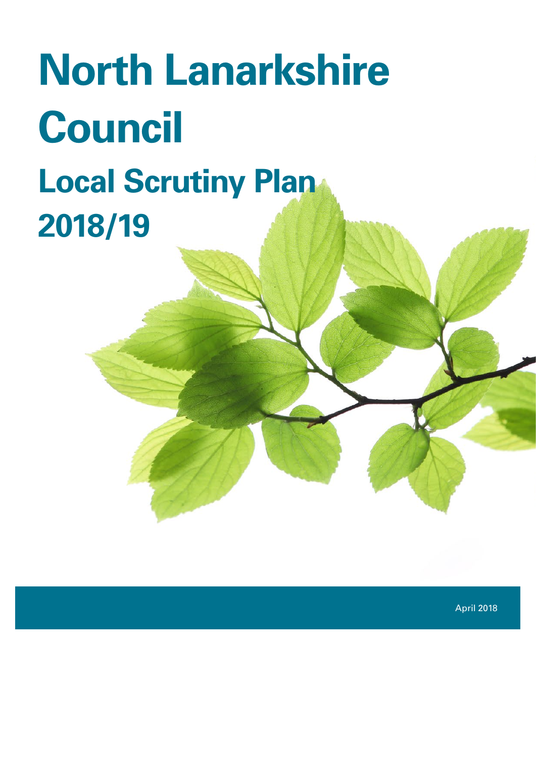# North Lanarkshire Council

## Local Scrutiny Plan 2018/19

April 2018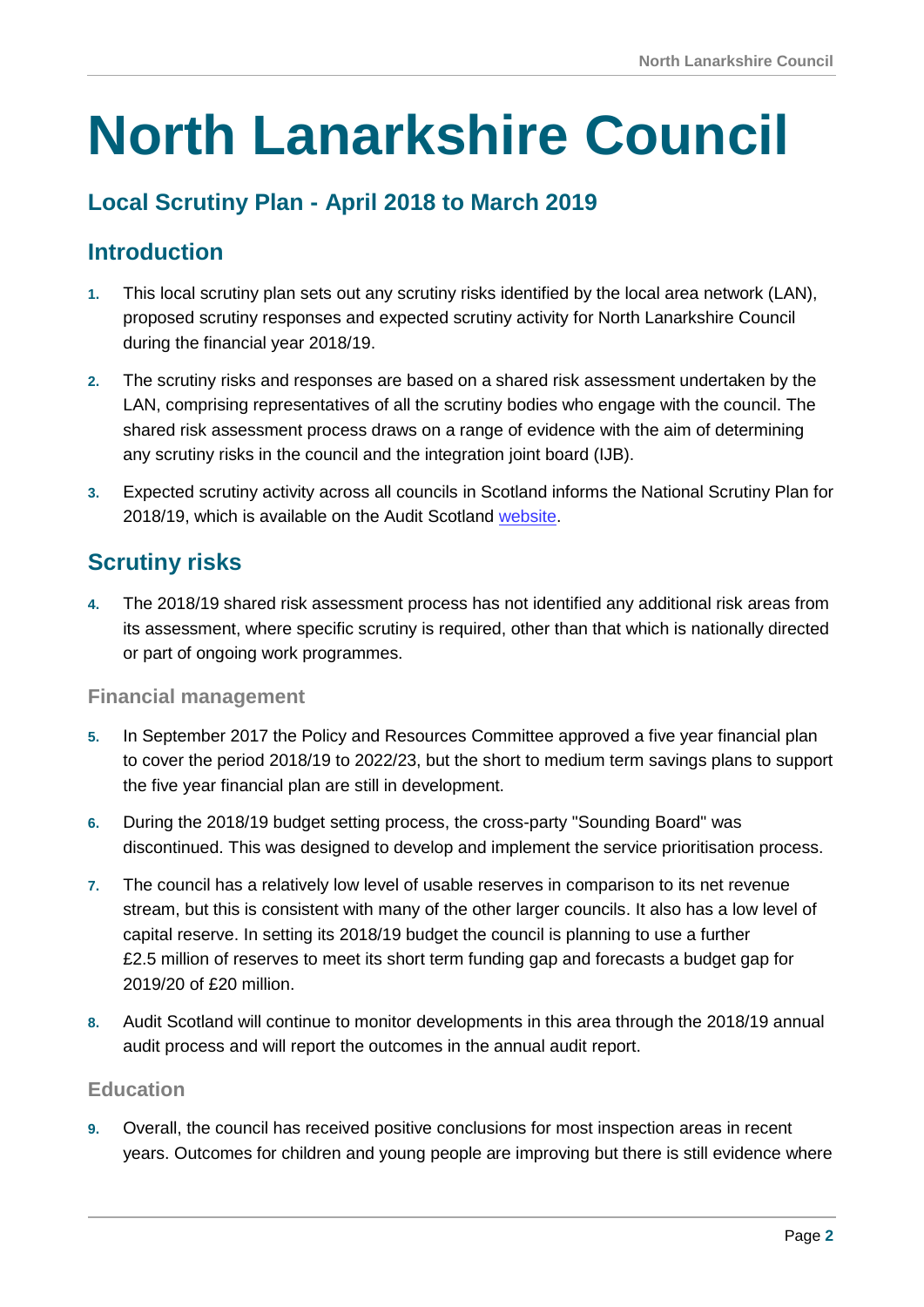# North Lanarkshire Council

## Local Scrutiny Plan - April 2018 to March 2019

## Introduction

1. This local scrutiny plan sets out any scrutiny risks identified by the local area network (LAN), proposed scrutiny responses and expected scrutiny activity for North Lanarkshire Council during the financial year 2018/19.

2. The scrutiny risks and responses are based on a shared risk assessment undertaken by the LAN, comprising representatives of all the scrutiny bodies who engage with the council. The shared risk assessment process draws on a range of evidence with the aim of determining any scrutiny risks in the council and the integration joint board (IJB).

3. Expected scrutiny activity across all councils in Scotland informs the National Scrutiny Plan for 2018/19, which is available on the Audit Scotland website.

## Scrutiny risks

4. The 2018/19 shared risk assessment process has not identified any additional risk areas from its assessment, where specific scrutiny is required, other than that which is nationally directed or part of ongoing work programmes.

### Financial management

5. In September 2017 the Policy and Resources Committee approved a five year financial plan to cover the period 2018/19 to 2022/23, but the short to medium term savings plans to support the five year financial plan are still in development.

6. During the 2018/19 budget setting process, the cross-party "Sounding Board" was discontinued. This was designed to develop and implement the service prioritisation process.

7. The council has a relatively low level of usable reserves in comparison to its net revenue stream, but this is consistent with many of the other larger councils. It also has a low level of capital reserve. In setting its 2018/19 budget the council is planning to use a further £2.5 million of reserves to meet its short term funding gap and forecasts a budget gap for 2019/20 of £20 million.

8. Audit Scotland will continue to monitor developments in this area through the 2018/19 annual audit process and will report the outcomes in the annual audit report.

### Education

9. Overall, the council has received positive conclusions for most inspection areas in recent years. Outcomes for children and young people are improving but there is still evidence where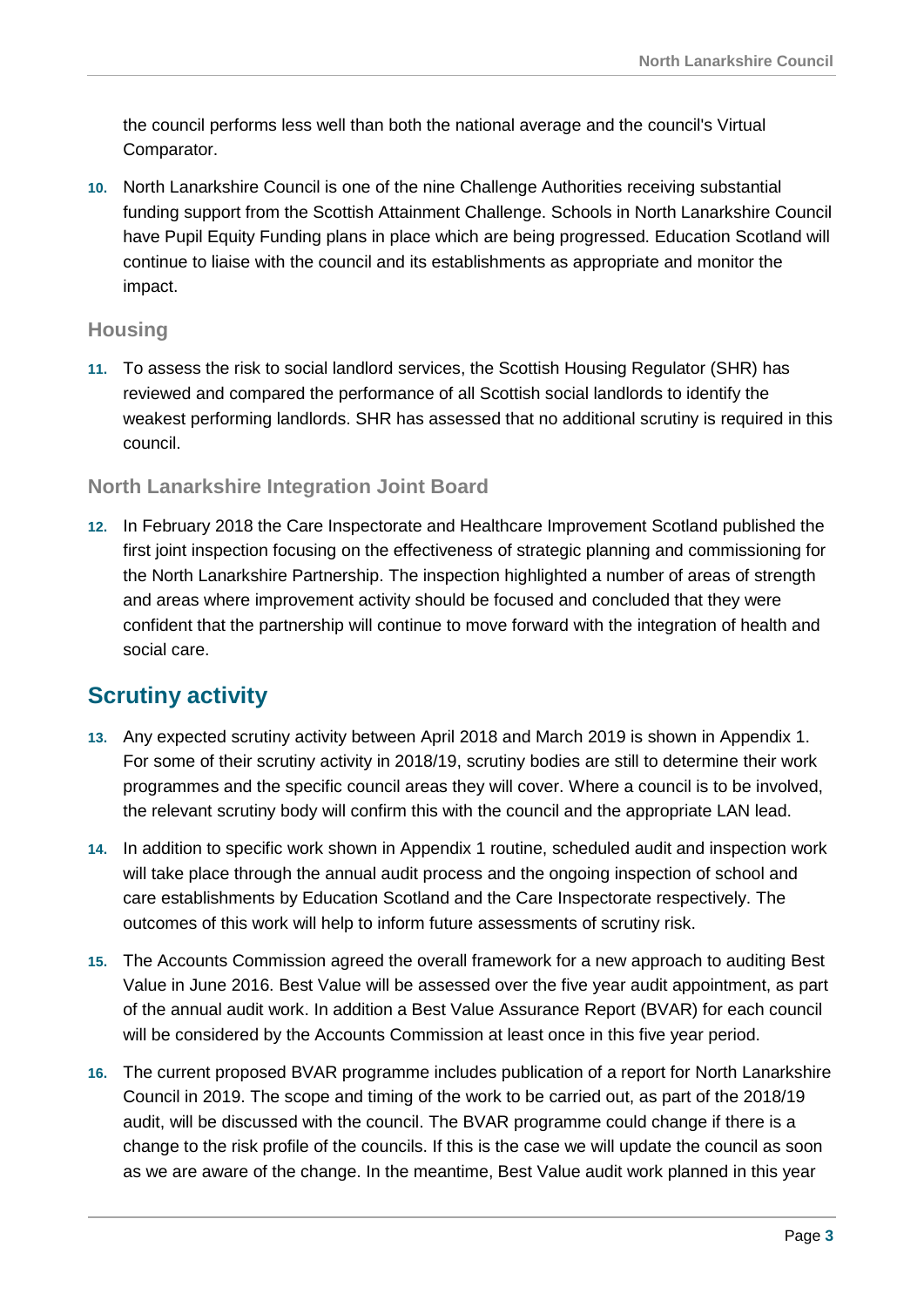the council performs less well than both the national average and the council's Virtual Comparator.

10. North Lanarkshire Council is one of the nine Challenge Authorities receiving substantial funding support from the Scottish Attainment Challenge. Schools in North Lanarkshire Council have Pupil Equity Funding plans in place which are being progressed. Education Scotland will continue to liaise with the council and its establishments as appropriate and monitor the impact.

### Housing

11. To assess the risk to social landlord services, the Scottish Housing Regulator (SHR) has reviewed and compared the performance of all Scottish social landlords to identify the weakest performing landlords. SHR has assessed that no additional scrutiny is required in this council.

### North Lanarkshire Integration Joint Board

12. In February 2018 the Care Inspectorate and Healthcare Improvement Scotland published the first joint inspection focusing on the effectiveness of strategic planning and commissioning for the North Lanarkshire Partnership. The inspection highlighted a number of areas of strength and areas where improvement activity should be focused and concluded that they were confident that the partnership will continue to move forward with the integration of health and social care.

## Scrutiny activity

13. Any expected scrutiny activity between April 2018 and March 2019 is shown in Appendix 1. For some of their scrutiny activity in 2018/19, scrutiny bodies are still to determine their work programmes and the specific council areas they will cover. Where a council is to be involved, the relevant scrutiny body will confirm this with the council and the appropriate LAN lead.

14. In addition to specific work shown in Appendix 1 routine, scheduled audit and inspection work will take place through the annual audit process and the ongoing inspection of school and care establishments by Education Scotland and the Care Inspectorate respectively. The outcomes of this work will help to inform future assessments of scrutiny risk.

15. The Accounts Commission agreed the overall framework for a new approach to auditing Best Value in June 2016. Best Value will be assessed over the five year audit appointment, as part of the annual audit work. In addition a Best Value Assurance Report (BVAR) for each council will be considered by the Accounts Commission at least once in this five year period.

16. The current proposed BVAR programme includes publication of a report for North Lanarkshire Council in 2019. The scope and timing of the work to be carried out, as part of the 2018/19 audit, will be discussed with the council. The BVAR programme could change if there is a change to the risk profile of the councils. If this is the case we will update the council as soon as we are aware of the change. In the meantime, Best Value audit work planned in this year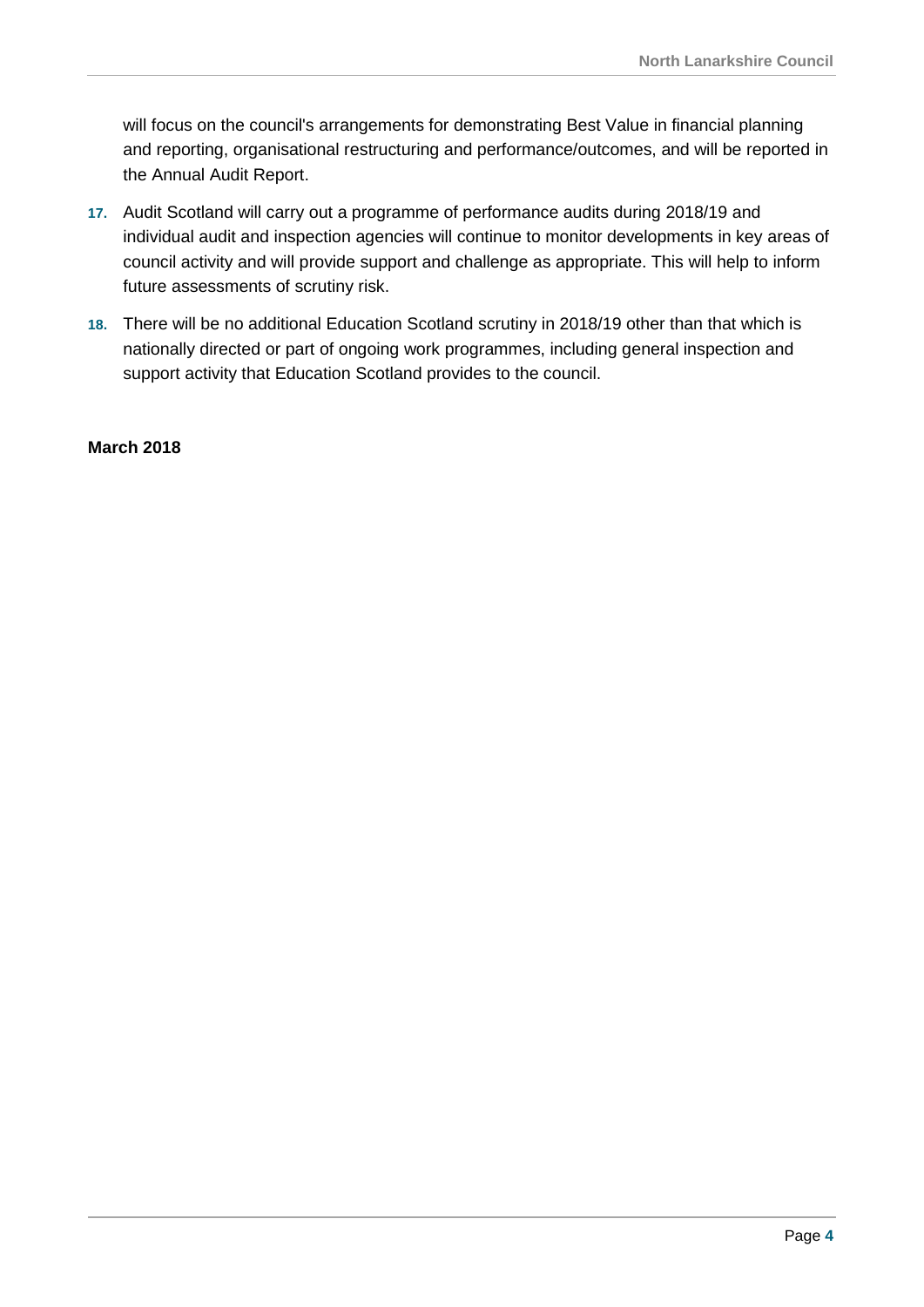will focus on the council's arrangements for demonstrating Best Value in financial planning and reporting, organisational restructuring and performance/outcomes, and will be reported in the Annual Audit Report.

17. Audit Scotland will carry out a programme of performance audits during 2018/19 and individual audit and inspection agencies will continue to monitor developments in key areas of council activity and will provide support and challenge as appropriate. This will help to inform future assessments of scrutiny risk.

18. There will be no additional Education Scotland scrutiny in 2018/19 other than that which is nationally directed or part of ongoing work programmes, including general inspection and support activity that Education Scotland provides to the council.

**March 2018**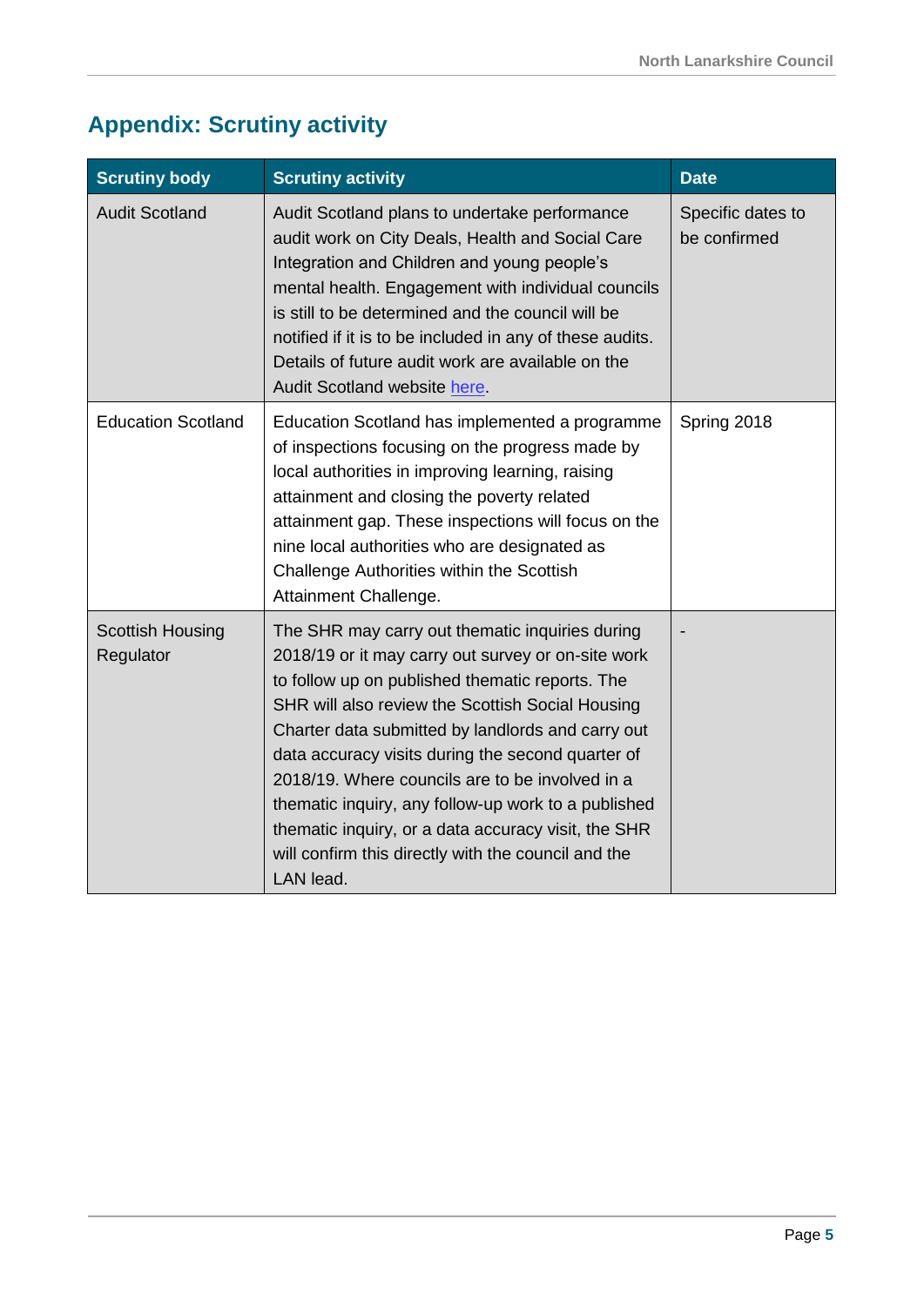## Appendix: Scrutiny activity

| Scrutiny body | Scrutiny activity | Date |
| --- | --- | --- |
| Audit Scotland | Audit Scotland plans to undertake performance audit work on City Deals, Health and Social Care Integration and Children and young people's mental health. Engagement with individual councils is still to be determined and the council will be notified if it is to be included in any of these audits. Details of future audit work are available on the Audit Scotland website here. | Specific dates to be confirmed |
| Education Scotland | Education Scotland has implemented a programme of inspections focusing on the progress made by local authorities in improving learning, raising attainment and closing the poverty related attainment gap. These inspections will focus on the nine local authorities who are designated as Challenge Authorities within the Scottish Attainment Challenge. | Spring 2018 |
| Scottish Housing Regulator | The SHR may carry out thematic inquiries during 2018/19 or it may carry out survey or on-site work to follow up on published thematic reports. The SHR will also review the Scottish Social Housing Charter data submitted by landlords and carry out data accuracy visits during the second quarter of 2018/19. Where councils are to be involved in a thematic inquiry, any follow-up work to a published thematic inquiry, or a data accuracy visit, the SHR will confirm this directly with the council and the LAN lead. | - |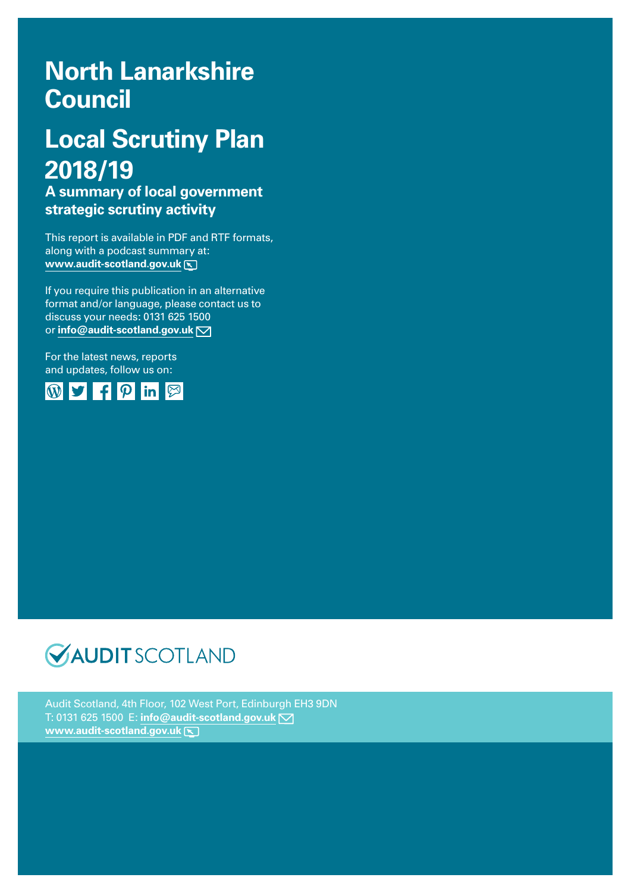# North Lanarkshire Council

# Local Scrutiny Plan 2018/19

### A summary of local government strategic scrutiny activity

This report is available in PDF and RTF formats, along with a podcast summary at: **www.audit-scotland.gov.uk**

If you require this publication in an alternative format and/or language, please contact us to discuss your needs: 0131 625 1500 or **info@audit-scotland.gov.uk**

For the latest news, reports and updates, follow us on:

AUDIT SCOTLAND

Audit Scotland, 4th Floor, 102 West Port, Edinburgh EH3 9DN
T: 0131 625 1500 E: **info@audit-scotland.gov.uk**
**www.audit-scotland.gov.uk**